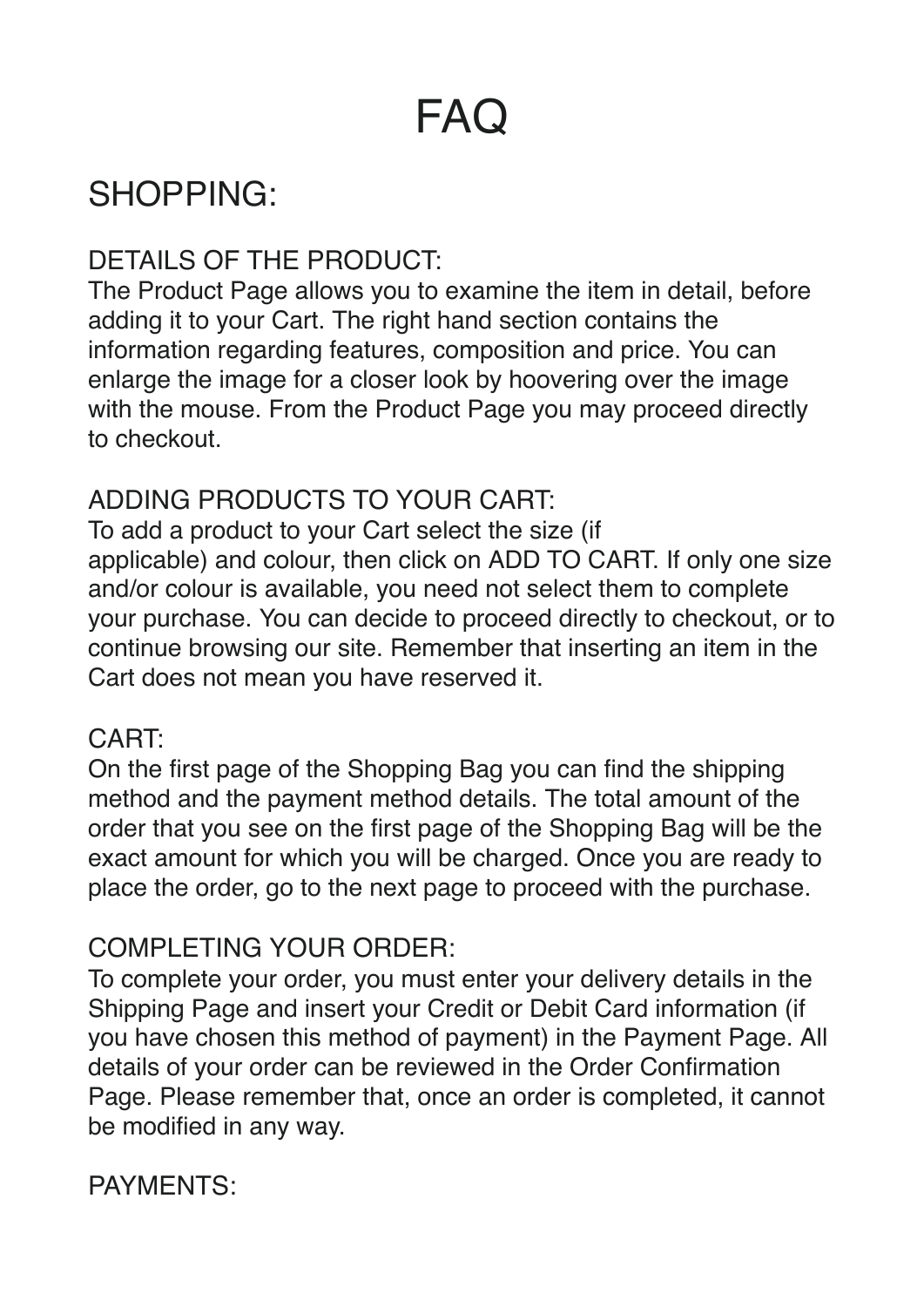# FAQ

## SHOPPING:

### DETAILS OF THE PRODUCT:

The Product Page allows you to examine the item in detail, before adding it to your Cart. The right hand section contains the information regarding features, composition and price. You can enlarge the image for a closer look by hoovering over the image with the mouse. From the Product Page you may proceed directly to checkout.

### ADDING PRODUCTS TO YOUR CART:

To add a product to your Cart select the size (if applicable) and colour, then click on ADD TO CART. If only one size and/or colour is available, you need not select them to complete your purchase. You can decide to proceed directly to checkout, or to continue browsing our site. Remember that inserting an item in the Cart does not mean you have reserved it.

### CART:

On the first page of the Shopping Bag you can find the shipping method and the payment method details. The total amount of the order that you see on the first page of the Shopping Bag will be the exact amount for which you will be charged. Once you are ready to place the order, go to the next page to proceed with the purchase.

### COMPLETING YOUR ORDER:

To complete your order, you must enter your delivery details in the Shipping Page and insert your Credit or Debit Card information (if you have chosen this method of payment) in the Payment Page. All details of your order can be reviewed in the Order Confirmation Page. Please remember that, once an order is completed, it cannot be modified in any way.

### PAYMENTS: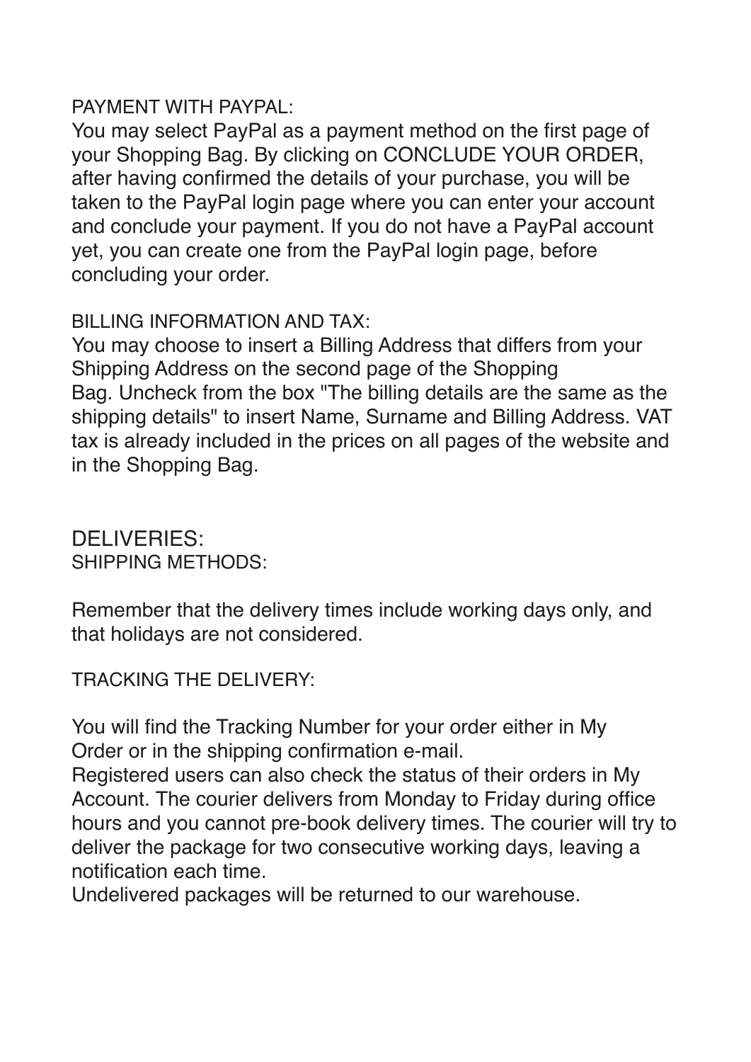PAYMENT WITH PAYPAL:

You may select PayPal as a payment method on the first page of your Shopping Bag. By clicking on CONCLUDE YOUR ORDER, after having confirmed the details of your purchase, you will be taken to the PayPal login page where you can enter your account and conclude your payment. If you do not have a PayPal account yet, you can create one from the PayPal login page, before concluding your order.

BILLING INFORMATION AND TAX:

You may choose to insert a Billing Address that differs from your Shipping Address on the second page of the Shopping Bag. Uncheck from the box "The billing details are the same as the shipping details" to insert Name, Surname and Billing Address. VAT tax is already included in the prices on all pages of the website and in the Shopping Bag.

## DELIVERIES:

SHIPPING METHODS:

Remember that the delivery times include working days only, and that holidays are not considered.

TRACKING THE DELIVERY:

You will find the Tracking Number for your order either in My Order or in the shipping confirmation e-mail.

Registered users can also check the status of their orders in My Account. The courier delivers from Monday to Friday during office hours and you cannot pre-book delivery times. The courier will try to deliver the package for two consecutive working days, leaving a notification each time.

Undelivered packages will be returned to our warehouse.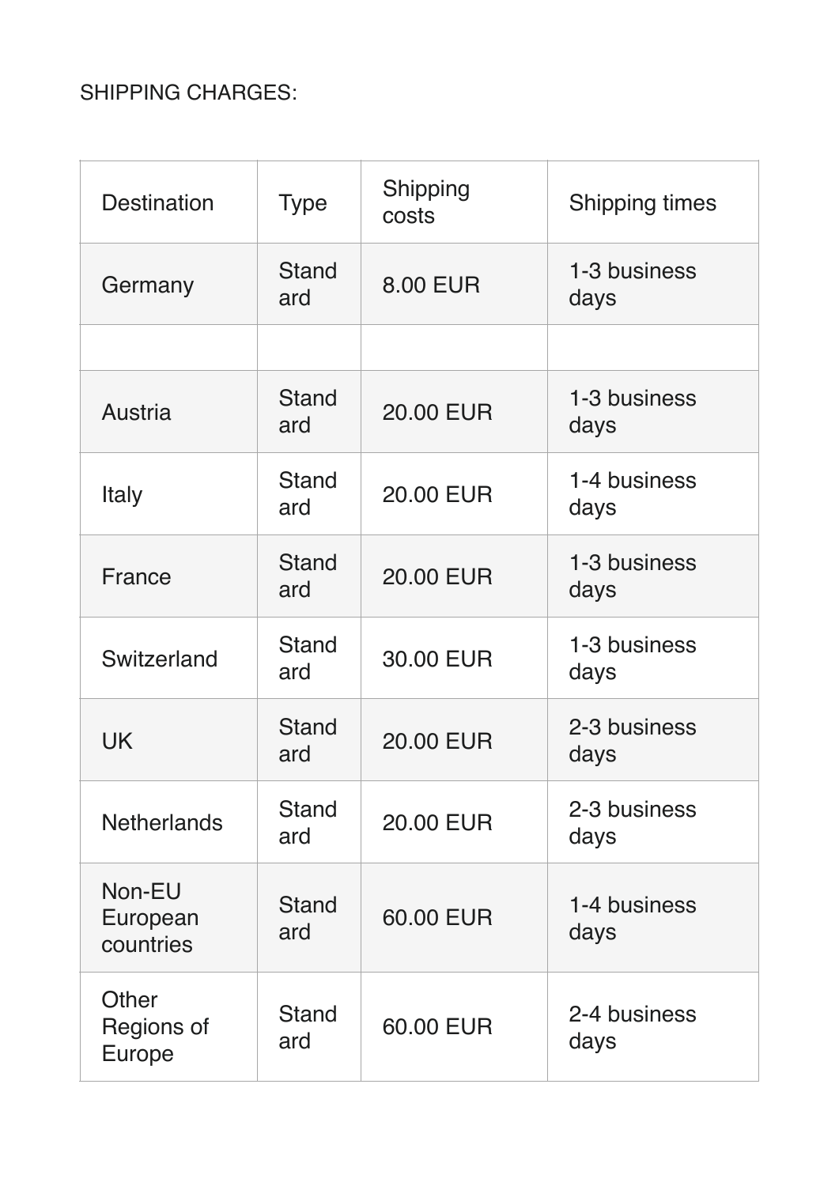SHIPPING CHARGES:

| Destination | Type | Shipping costs | Shipping times |
|---|---|---|---|
| Germany | Standard | 8.00 EUR | 1-3 business days |
| | | | |
| Austria | Standard | 20.00 EUR | 1-3 business days |
| Italy | Standard | 20.00 EUR | 1-4 business days |
| France | Standard | 20.00 EUR | 1-3 business days |
| Switzerland | Standard | 30.00 EUR | 1-3 business days |
| UK | Standard | 20.00 EUR | 2-3 business days |
| Netherlands | Standard | 20.00 EUR | 2-3 business days |
| Non-EU European countries | Standard | 60.00 EUR | 1-4 business days |
| Other Regions of Europe | Standard | 60.00 EUR | 2-4 business days |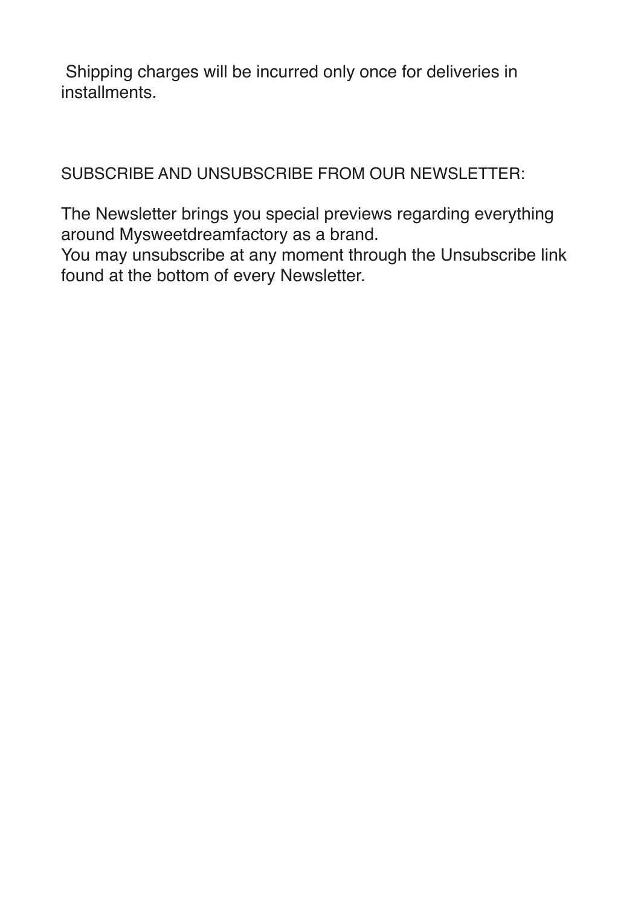Shipping charges will be incurred only once for deliveries in installments.

SUBSCRIBE AND UNSUBSCRIBE FROM OUR NEWSLETTER:

The Newsletter brings you special previews regarding everything around Mysweetdreamfactory as a brand.
You may unsubscribe at any moment through the Unsubscribe link found at the bottom of every Newsletter.